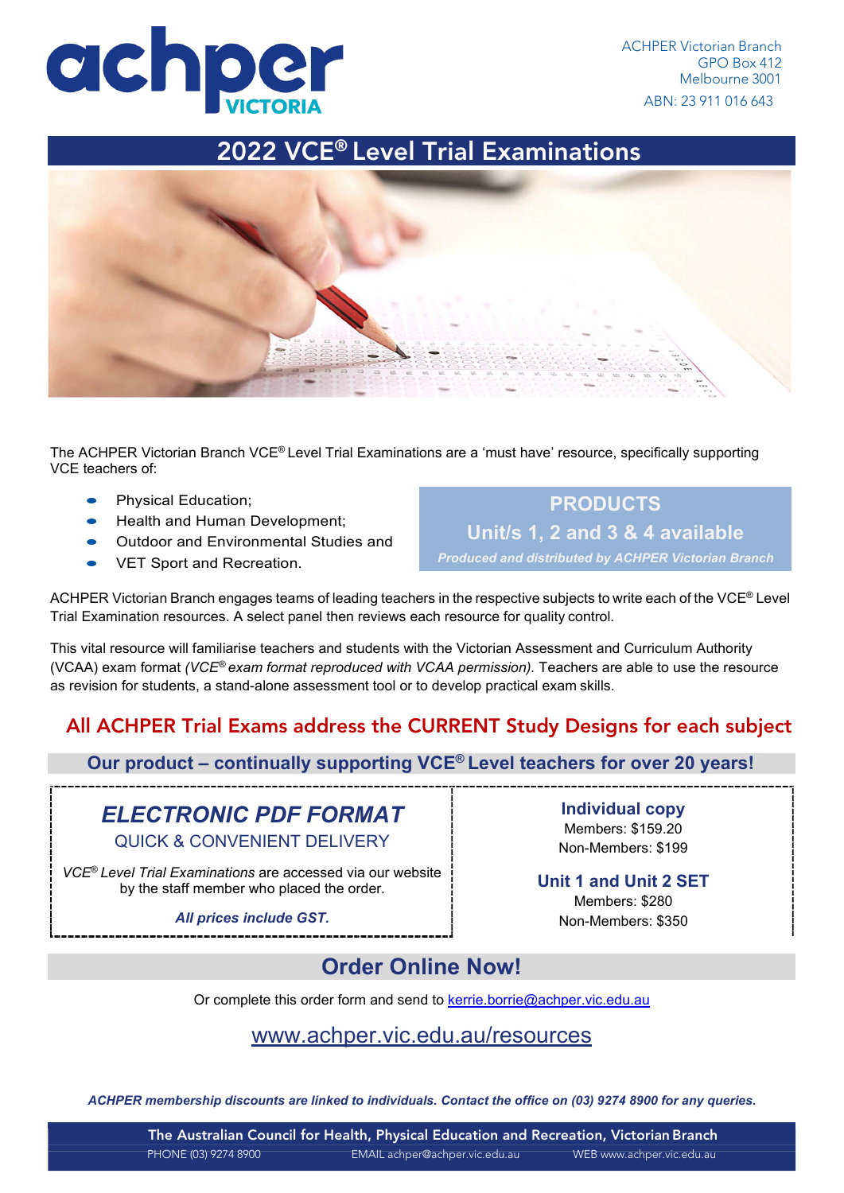achper VICTORIA

ACHPER Victorian Branch
GPO Box 412
Melbourne 3001
ABN: 23 911 016 643

# 2022 VCE® Level Trial Examinations

The ACHPER Victorian Branch VCE® Level Trial Examinations are a 'must have' resource, specifically supporting VCE teachers of:

- Physical Education;
- Health and Human Development;
- Outdoor and Environmental Studies and
- VET Sport and Recreation.

**PRODUCTS**

**Unit/s 1, 2 and 3 & 4 available**

***Produced and distributed by ACHPER Victorian Branch***

ACHPER Victorian Branch engages teams of leading teachers in the respective subjects to write each of the VCE® Level Trial Examination resources. A select panel then reviews each resource for quality control.

This vital resource will familiarise teachers and students with the Victorian Assessment and Curriculum Authority (VCAA) exam format *(VCE® exam format reproduced with VCAA permission).* Teachers are able to use the resource as revision for students, a stand-alone assessment tool or to develop practical exam skills.

## All ACHPER Trial Exams address the CURRENT Study Designs for each subject

**Our product – continually supporting VCE® Level teachers for over 20 years!**

***ELECTRONIC PDF FORMAT***

QUICK & CONVENIENT DELIVERY

*VCE® Level Trial Examinations* are accessed via our website by the staff member who placed the order.

***All prices include GST.***

**Individual copy**
Members: $159.20
Non-Members: $199

**Unit 1 and Unit 2 SET**
Members: $280
Non-Members: $350

## Order Online Now!

Or complete this order form and send to kerrie.borrie@achper.vic.edu.au

www.achper.vic.edu.au/resources

***ACHPER membership discounts are linked to individuals. Contact the office on (03) 9274 8900 for any queries.***

The Australian Council for Health, Physical Education and Recreation, Victorian Branch
PHONE (03) 9274 8900 EMAIL achper@achper.vic.edu.au WEB www.achper.vic.edu.au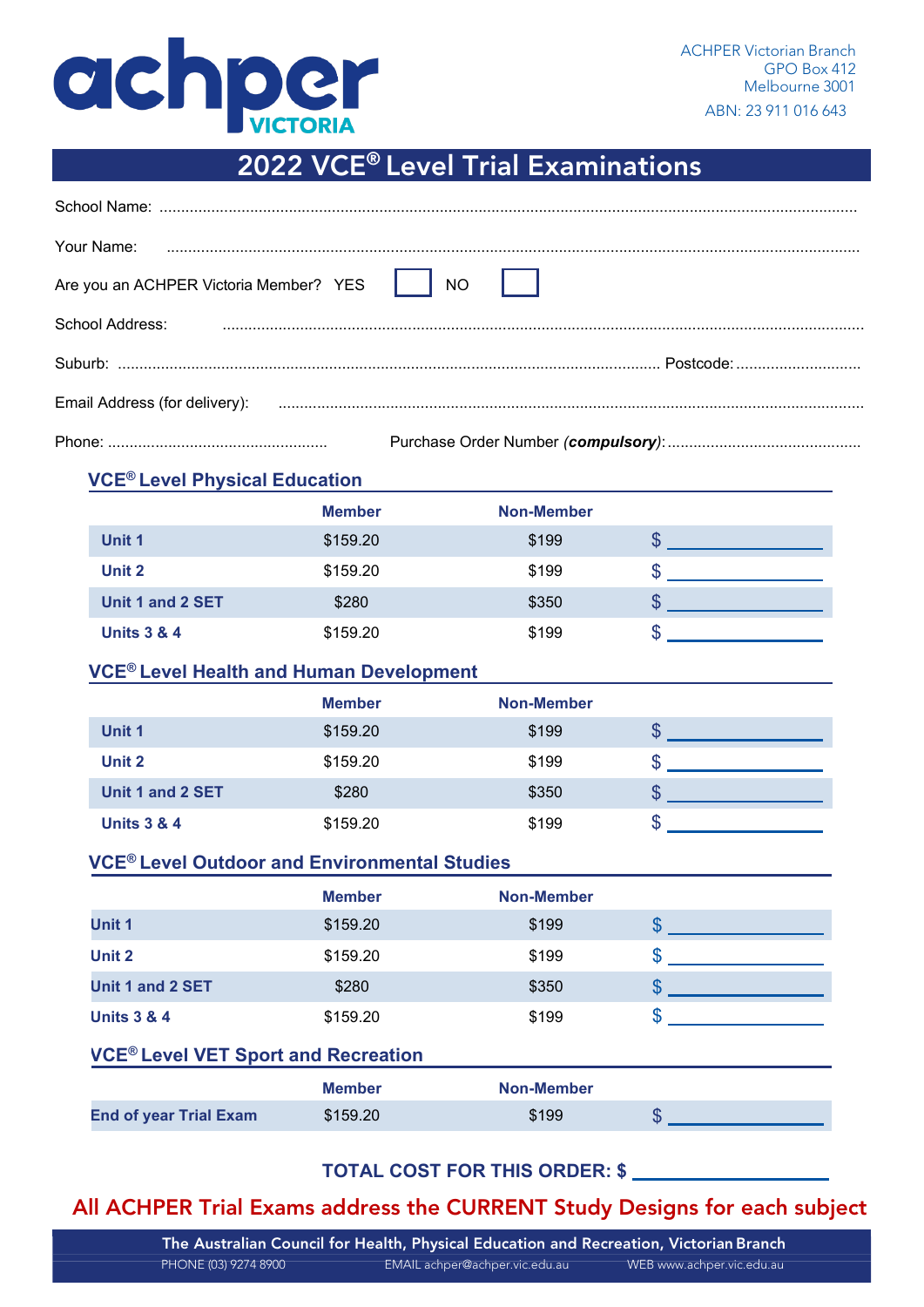achper VICTORIA

ACHPER Victorian Branch
GPO Box 412
Melbourne 3001

ABN: 23 911 016 643

# 2022 VCE® Level Trial Examinations

School Name: ..................................................................................................................................................

Your Name: ..................................................................................................................................................

Are you an ACHPER Victoria Member? YES ☐ NO ☐

School Address: ..................................................................................................................................................

Suburb: .................................................................................................................. Postcode: ............................

Email Address (for delivery): ..................................................................................................................................................

Phone: .................................................. Purchase Order Number *(**compulsory**)*: ............................................

## VCE® Level Physical Education

| | Member | Non-Member | |
|---|---|---|---|
| **Unit 1** | $159.20 | $199 | $ ______________ |
| **Unit 2** | $159.20 | $199 | $ ______________ |
| **Unit 1 and 2 SET** | $280 | $350 | $ ______________ |
| **Units 3 & 4** | $159.20 | $199 | $ ______________ |

## VCE® Level Health and Human Development

| | Member | Non-Member | |
|---|---|---|---|
| **Unit 1** | $159.20 | $199 | $ ______________ |
| **Unit 2** | $159.20 | $199 | $ ______________ |
| **Unit 1 and 2 SET** | $280 | $350 | $ ______________ |
| **Units 3 & 4** | $159.20 | $199 | $ ______________ |

## VCE® Level Outdoor and Environmental Studies

| | Member | Non-Member | |
|---|---|---|---|
| **Unit 1** | $159.20 | $199 | $ ______________ |
| **Unit 2** | $159.20 | $199 | $ ______________ |
| **Unit 1 and 2 SET** | $280 | $350 | $ ______________ |
| **Units 3 & 4** | $159.20 | $199 | $ ______________ |

## VCE® Level VET Sport and Recreation

| | Member | Non-Member | |
|---|---|---|---|
| **End of year Trial Exam** | $159.20 | $199 | $ ______________ |

**TOTAL COST FOR THIS ORDER: $** ______________

**All ACHPER Trial Exams address the CURRENT Study Designs for each subject**

The Australian Council for Health, Physical Education and Recreation, Victorian Branch
PHONE (03) 9274 8900 EMAIL achper@achper.vic.edu.au WEB www.achper.vic.edu.au